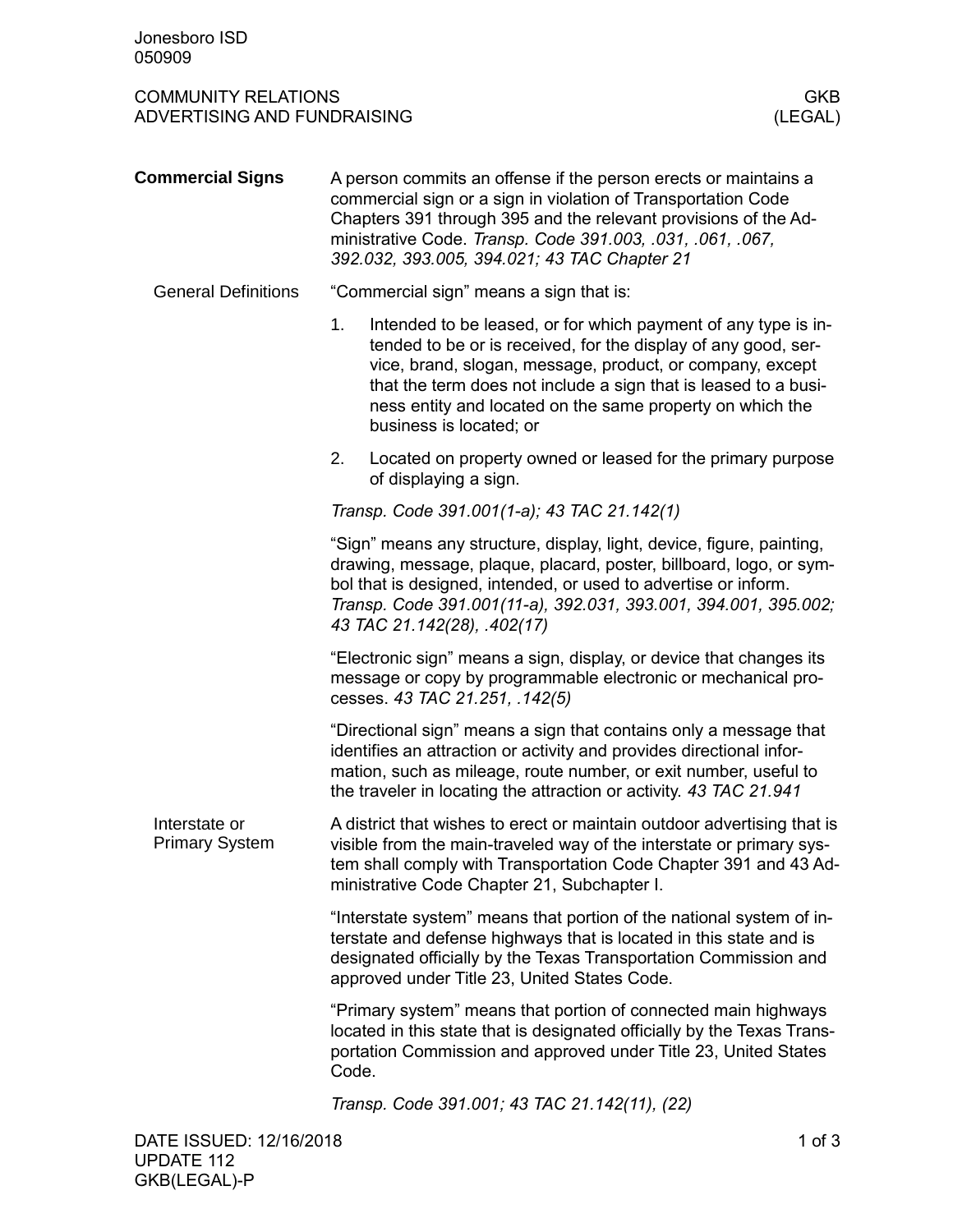## Commercial Signs

A person commits an offense if the person erects or maintains a commercial sign or a sign in violation of Transportation Code Chapters 391 through 395 and the relevant provisions of the Administrative Code. *Transp. Code 391.003, .031, .061, .067, 392.032, 393.005, 394.021; 43 TAC Chapter 21*

### General Definitions

"Commercial sign" means a sign that is:

1. Intended to be leased, or for which payment of any type is intended to be or is received, for the display of any good, service, brand, slogan, message, product, or company, except that the term does not include a sign that is leased to a business entity and located on the same property on which the business is located; or
2. Located on property owned or leased for the primary purpose of displaying a sign.

*Transp. Code 391.001(1-a); 43 TAC 21.142(1)*

"Sign" means any structure, display, light, device, figure, painting, drawing, message, plaque, placard, poster, billboard, logo, or symbol that is designed, intended, or used to advertise or inform. *Transp. Code 391.001(11-a), 392.031, 393.001, 394.001, 395.002; 43 TAC 21.142(28), .402(17)*

"Electronic sign" means a sign, display, or device that changes its message or copy by programmable electronic or mechanical processes. *43 TAC 21.251, .142(5)*

"Directional sign" means a sign that contains only a message that identifies an attraction or activity and provides directional information, such as mileage, route number, or exit number, useful to the traveler in locating the attraction or activity. *43 TAC 21.941*

### Interstate or Primary System

A district that wishes to erect or maintain outdoor advertising that is visible from the main-traveled way of the interstate or primary system shall comply with Transportation Code Chapter 391 and 43 Administrative Code Chapter 21, Subchapter I.

"Interstate system" means that portion of the national system of interstate and defense highways that is located in this state and is designated officially by the Texas Transportation Commission and approved under Title 23, United States Code.

"Primary system" means that portion of connected main highways located in this state that is designated officially by the Texas Transportation Commission and approved under Title 23, United States Code.

*Transp. Code 391.001; 43 TAC 21.142(11), (22)*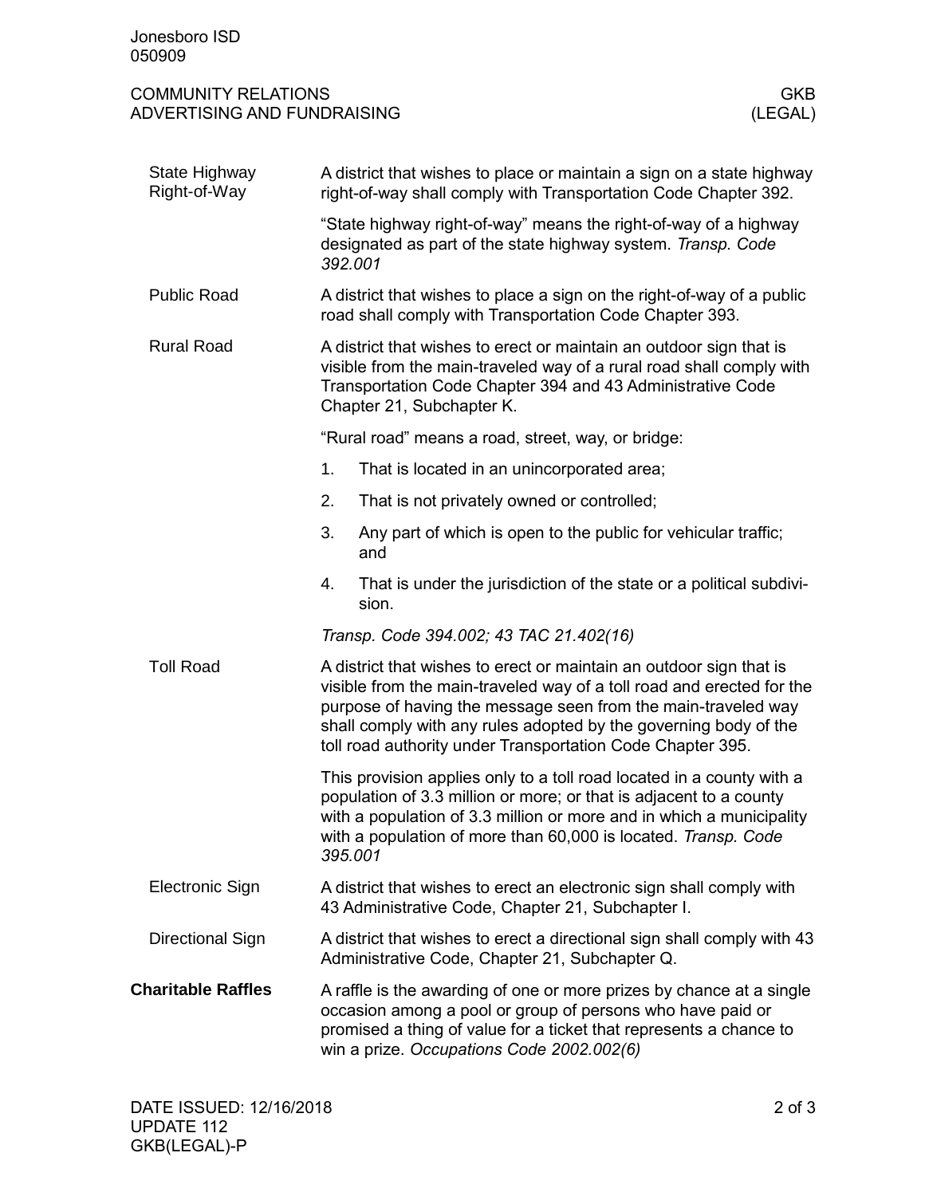### State Highway Right-of-Way

A district that wishes to place or maintain a sign on a state highway right-of-way shall comply with Transportation Code Chapter 392.

"State highway right-of-way" means the right-of-way of a highway designated as part of the state highway system. *Transp. Code 392.001*

### Public Road

A district that wishes to place a sign on the right-of-way of a public road shall comply with Transportation Code Chapter 393.

### Rural Road

A district that wishes to erect or maintain an outdoor sign that is visible from the main-traveled way of a rural road shall comply with Transportation Code Chapter 394 and 43 Administrative Code Chapter 21, Subchapter K.

"Rural road" means a road, street, way, or bridge:

1. That is located in an unincorporated area;
2. That is not privately owned or controlled;
3. Any part of which is open to the public for vehicular traffic; and
4. That is under the jurisdiction of the state or a political subdivision.

*Transp. Code 394.002; 43 TAC 21.402(16)*

### Toll Road

A district that wishes to erect or maintain an outdoor sign that is visible from the main-traveled way of a toll road and erected for the purpose of having the message seen from the main-traveled way shall comply with any rules adopted by the governing body of the toll road authority under Transportation Code Chapter 395.

This provision applies only to a toll road located in a county with a population of 3.3 million or more; or that is adjacent to a county with a population of 3.3 million or more and in which a municipality with a population of more than 60,000 is located. *Transp. Code 395.001*

### Electronic Sign

A district that wishes to erect an electronic sign shall comply with 43 Administrative Code, Chapter 21, Subchapter I.

### Directional Sign

A district that wishes to erect a directional sign shall comply with 43 Administrative Code, Chapter 21, Subchapter Q.

## Charitable Raffles

A raffle is the awarding of one or more prizes by chance at a single occasion among a pool or group of persons who have paid or promised a thing of value for a ticket that represents a chance to win a prize. *Occupations Code 2002.002(6)*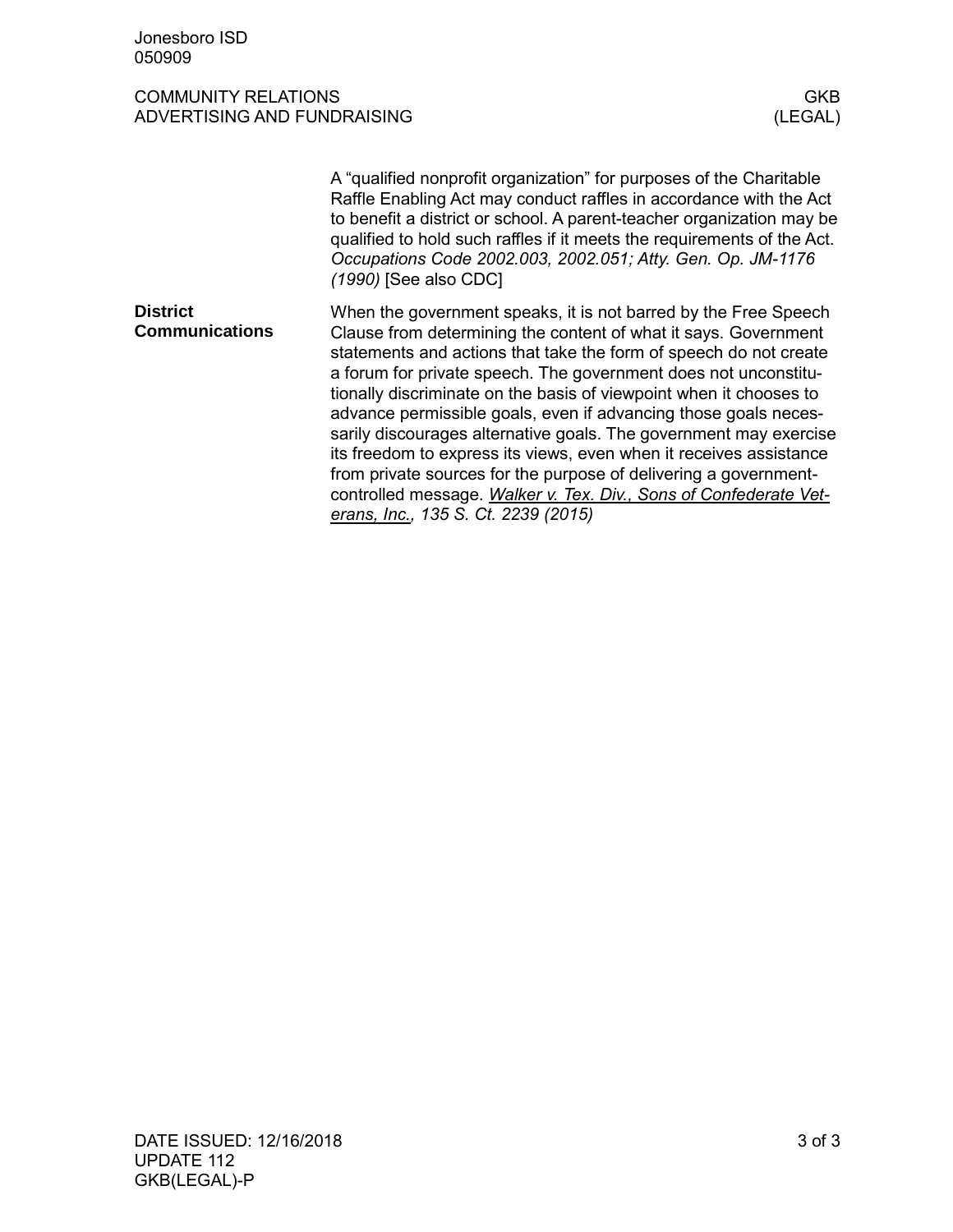A "qualified nonprofit organization" for purposes of the Charitable Raffle Enabling Act may conduct raffles in accordance with the Act to benefit a district or school. A parent-teacher organization may be qualified to hold such raffles if it meets the requirements of the Act. *Occupations Code 2002.003, 2002.051; Atty. Gen. Op. JM-1176 (1990)* [See also CDC]

**District Communications**

When the government speaks, it is not barred by the Free Speech Clause from determining the content of what it says. Government statements and actions that take the form of speech do not create a forum for private speech. The government does not unconstitutionally discriminate on the basis of viewpoint when it chooses to advance permissible goals, even if advancing those goals necessarily discourages alternative goals. The government may exercise its freedom to express its views, even when it receives assistance from private sources for the purpose of delivering a government-controlled message. *Walker v. Tex. Div., Sons of Confederate Veterans, Inc., 135 S. Ct. 2239 (2015)*